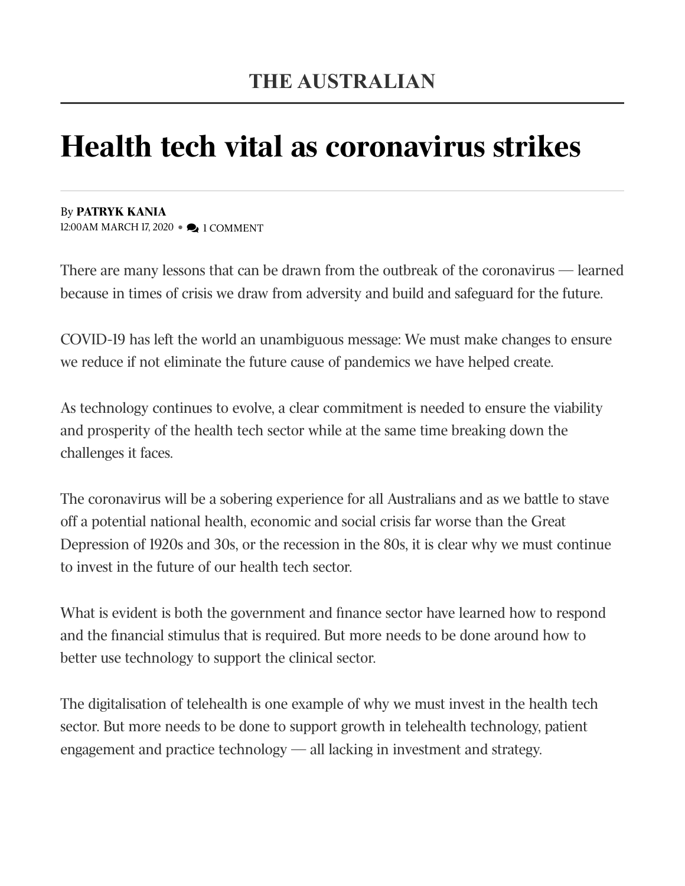THE AUSTRALIAN

# Health tech vital as coronavirus strikes

By **PATRYK KANIA**
12:00AM MARCH 17, 2020 • 1 COMMENT

There are many lessons that can be drawn from the outbreak of the coronavirus — learned because in times of crisis we draw from adversity and build and safeguard for the future.

COVID-19 has left the world an unambiguous message: We must make changes to ensure we reduce if not eliminate the future cause of pandemics we have helped create.

As technology continues to evolve, a clear commitment is needed to ensure the viability and prosperity of the health tech sector while at the same time breaking down the challenges it faces.

The coronavirus will be a sobering experience for all Australians and as we battle to stave off a potential national health, economic and social crisis far worse than the Great Depression of 1920s and 30s, or the recession in the 80s, it is clear why we must continue to invest in the future of our health tech sector.

What is evident is both the government and finance sector have learned how to respond and the financial stimulus that is required. But more needs to be done around how to better use technology to support the clinical sector.

The digitalisation of telehealth is one example of why we must invest in the health tech sector. But more needs to be done to support growth in telehealth technology, patient engagement and practice technology — all lacking in investment and strategy.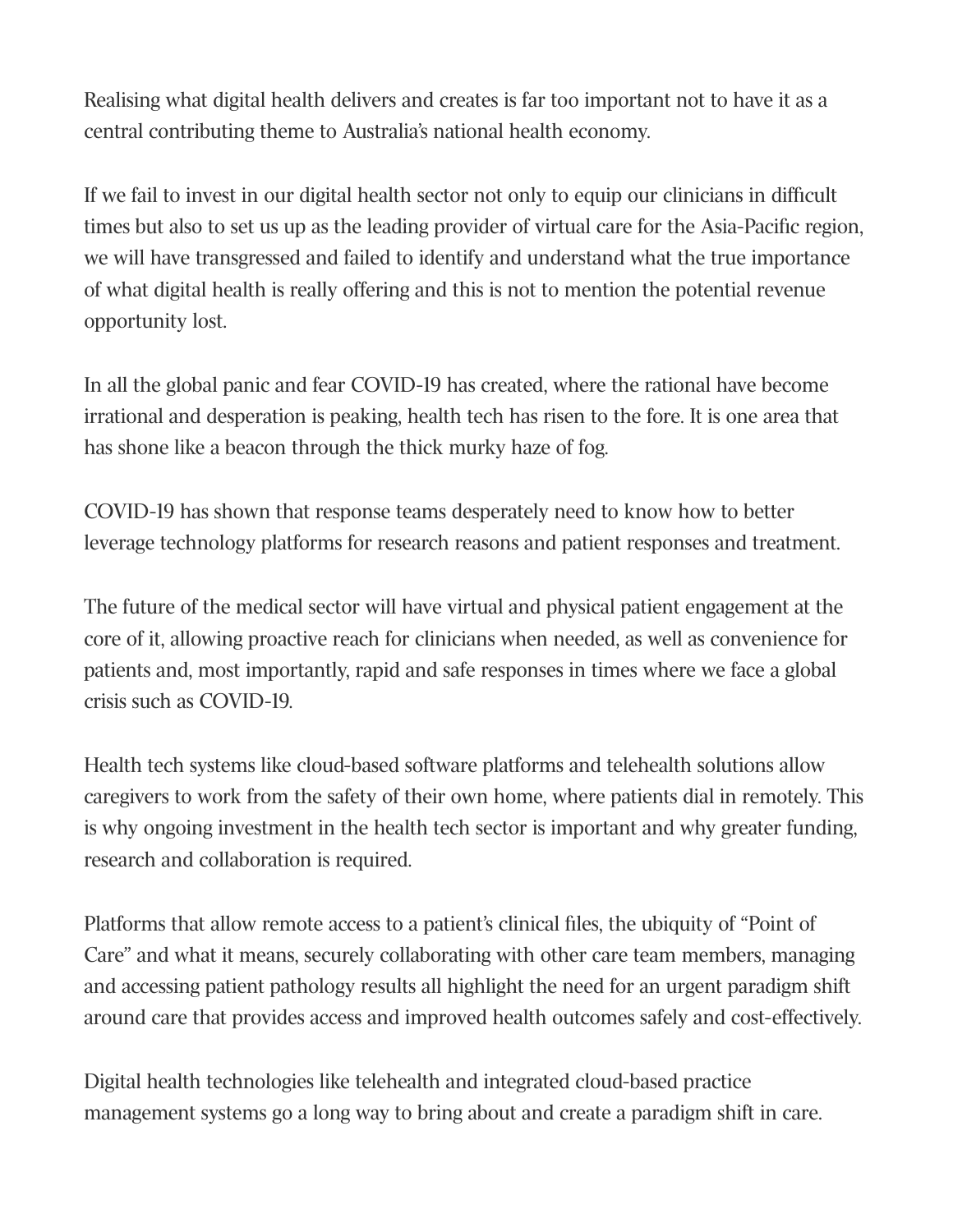Realising what digital health delivers and creates is far too important not to have it as a central contributing theme to Australia's national health economy.

If we fail to invest in our digital health sector not only to equip our clinicians in difficult times but also to set us up as the leading provider of virtual care for the Asia-Pacific region, we will have transgressed and failed to identify and understand what the true importance of what digital health is really offering and this is not to mention the potential revenue opportunity lost.

In all the global panic and fear COVID-19 has created, where the rational have become irrational and desperation is peaking, health tech has risen to the fore. It is one area that has shone like a beacon through the thick murky haze of fog.

COVID-19 has shown that response teams desperately need to know how to better leverage technology platforms for research reasons and patient responses and treatment.

The future of the medical sector will have virtual and physical patient engagement at the core of it, allowing proactive reach for clinicians when needed, as well as convenience for patients and, most importantly, rapid and safe responses in times where we face a global crisis such as COVID-19.

Health tech systems like cloud-based software platforms and telehealth solutions allow caregivers to work from the safety of their own home, where patients dial in remotely. This is why ongoing investment in the health tech sector is important and why greater funding, research and collaboration is required.

Platforms that allow remote access to a patient's clinical files, the ubiquity of "Point of Care" and what it means, securely collaborating with other care team members, managing and accessing patient pathology results all highlight the need for an urgent paradigm shift around care that provides access and improved health outcomes safely and cost-effectively.

Digital health technologies like telehealth and integrated cloud-based practice management systems go a long way to bring about and create a paradigm shift in care.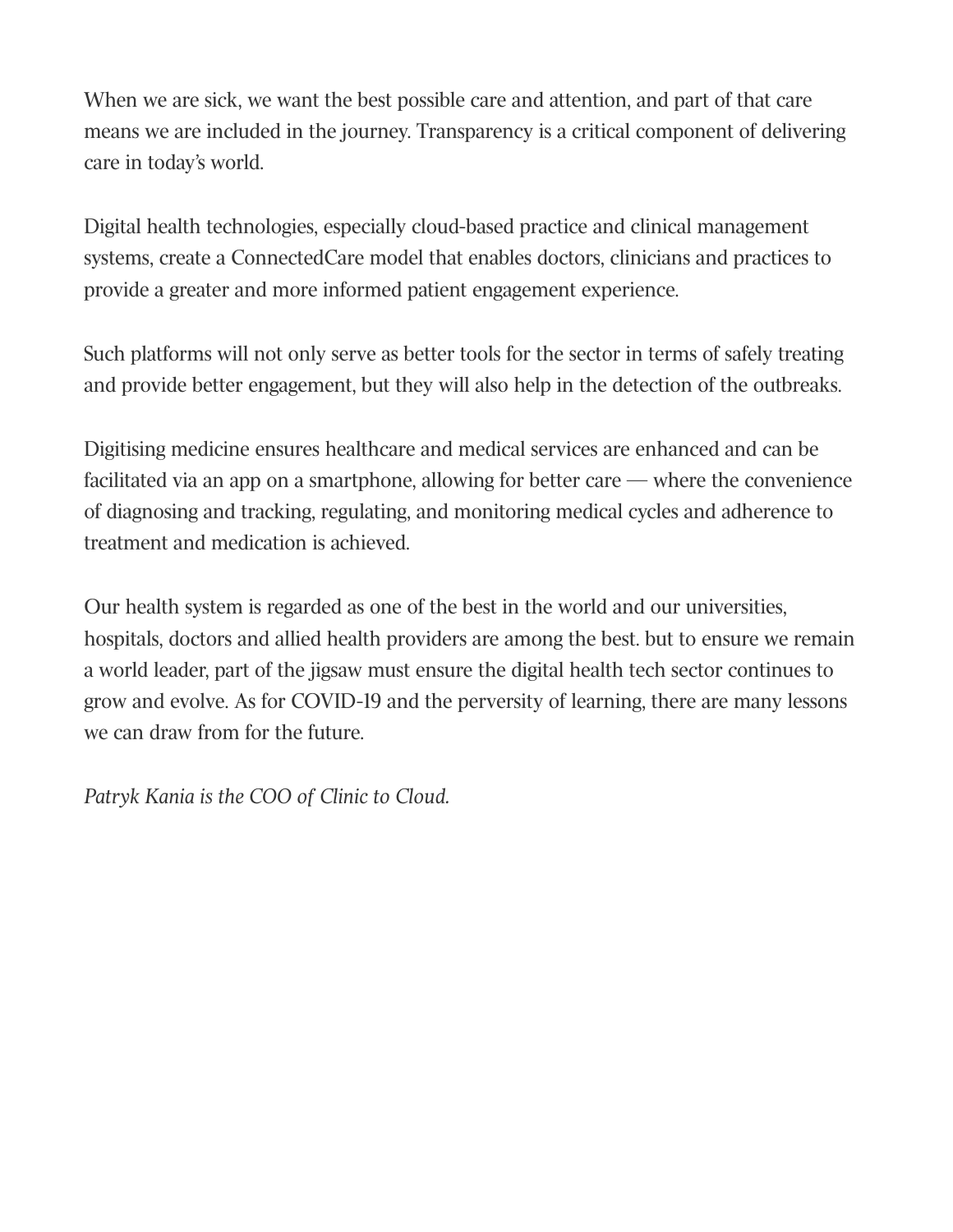When we are sick, we want the best possible care and attention, and part of that care means we are included in the journey. Transparency is a critical component of delivering care in today's world.

Digital health technologies, especially cloud-based practice and clinical management systems, create a ConnectedCare model that enables doctors, clinicians and practices to provide a greater and more informed patient engagement experience.

Such platforms will not only serve as better tools for the sector in terms of safely treating and provide better engagement, but they will also help in the detection of the outbreaks.

Digitising medicine ensures healthcare and medical services are enhanced and can be facilitated via an app on a smartphone, allowing for better care — where the convenience of diagnosing and tracking, regulating, and monitoring medical cycles and adherence to treatment and medication is achieved.

Our health system is regarded as one of the best in the world and our universities, hospitals, doctors and allied health providers are among the best. but to ensure we remain a world leader, part of the jigsaw must ensure the digital health tech sector continues to grow and evolve. As for COVID-19 and the perversity of learning, there are many lessons we can draw from for the future.

*Patryk Kania is the COO of Clinic to Cloud.*